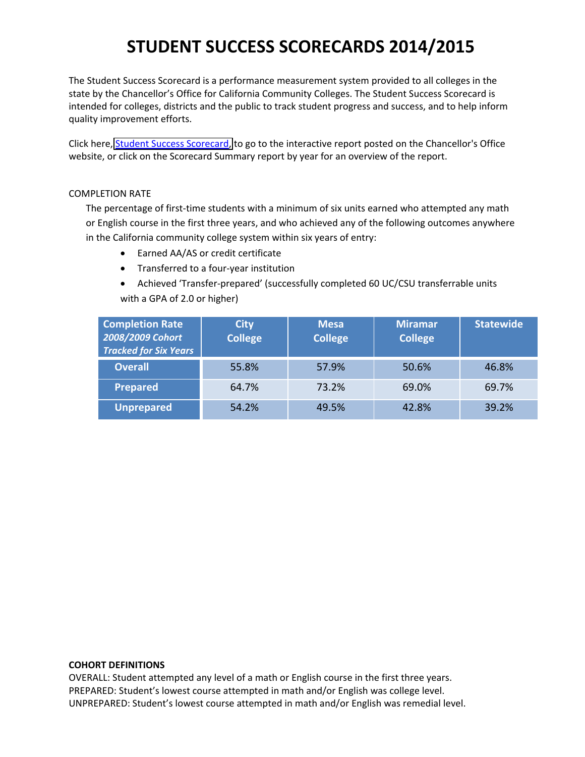# STUDENT SUCCESS SCORECARDS 2014/2015

The Student Success Scorecard is a performance measurement system provided to all colleges in the state by the Chancellor's Office for California Community Colleges. The Student Success Scorecard is intended for colleges, districts and the public to track student progress and success, and to help inform quality improvement efforts.

Click here, Student Success Scorecard, to go to the interactive report posted on the Chancellor's Office website, or click on the Scorecard Summary report by year for an overview of the report.

COMPLETION RATE

The percentage of first-time students with a minimum of six units earned who attempted any math or English course in the first three years, and who achieved any of the following outcomes anywhere in the California community college system within six years of entry:

- Earned AA/AS or credit certificate
- Transferred to a four-year institution
- Achieved 'Transfer-prepared' (successfully completed 60 UC/CSU transferrable units with a GPA of 2.0 or higher)

| **Completion Rate** ***2008/2009 Cohort Tracked for Six Years*** | **City College** | **Mesa College** | **Miramar College** | **Statewide** |
|---|---|---|---|---|
| **Overall** | 55.8% | 57.9% | 50.6% | 46.8% |
| **Prepared** | 64.7% | 73.2% | 69.0% | 69.7% |
| **Unprepared** | 54.2% | 49.5% | 42.8% | 39.2% |

**COHORT DEFINITIONS**

OVERALL: Student attempted any level of a math or English course in the first three years.
PREPARED: Student's lowest course attempted in math and/or English was college level.
UNPREPARED: Student's lowest course attempted in math and/or English was remedial level.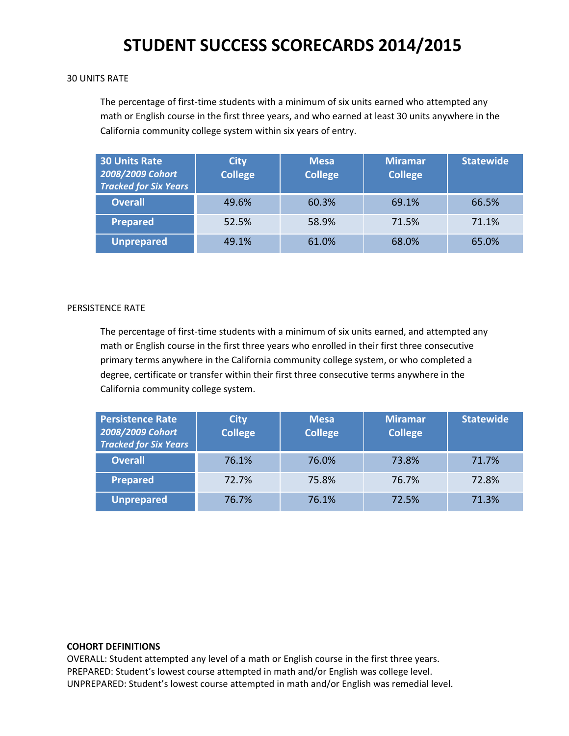# STUDENT SUCCESS SCORECARDS 2014/2015

30 UNITS RATE

The percentage of first-time students with a minimum of six units earned who attempted any math or English course in the first three years, and who earned at least 30 units anywhere in the California community college system within six years of entry.

| **30 Units Rate** ***2008/2009 Cohort Tracked for Six Years*** | **City College** | **Mesa College** | **Miramar College** | **Statewide** |
|---|---|---|---|---|
| **Overall** | 49.6% | 60.3% | 69.1% | 66.5% |
| **Prepared** | 52.5% | 58.9% | 71.5% | 71.1% |
| **Unprepared** | 49.1% | 61.0% | 68.0% | 65.0% |

PERSISTENCE RATE

The percentage of first-time students with a minimum of six units earned, and attempted any math or English course in the first three years who enrolled in their first three consecutive primary terms anywhere in the California community college system, or who completed a degree, certificate or transfer within their first three consecutive terms anywhere in the California community college system.

| **Persistence Rate** ***2008/2009 Cohort Tracked for Six Years*** | **City College** | **Mesa College** | **Miramar College** | **Statewide** |
|---|---|---|---|---|
| **Overall** | 76.1% | 76.0% | 73.8% | 71.7% |
| **Prepared** | 72.7% | 75.8% | 76.7% | 72.8% |
| **Unprepared** | 76.7% | 76.1% | 72.5% | 71.3% |

**COHORT DEFINITIONS**
OVERALL: Student attempted any level of a math or English course in the first three years.
PREPARED: Student's lowest course attempted in math and/or English was college level.
UNPREPARED: Student's lowest course attempted in math and/or English was remedial level.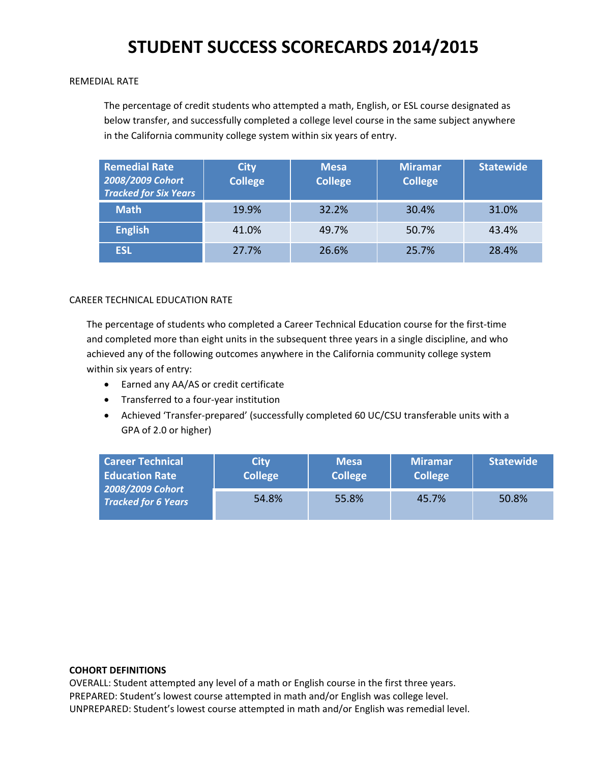# STUDENT SUCCESS SCORECARDS 2014/2015

REMEDIAL RATE

The percentage of credit students who attempted a math, English, or ESL course designated as below transfer, and successfully completed a college level course in the same subject anywhere in the California community college system within six years of entry.

| **Remedial Rate** ***2008/2009 Cohort Tracked for Six Years*** | **City College** | **Mesa College** | **Miramar College** | **Statewide** |
|---|---|---|---|---|
| **Math** | 19.9% | 32.2% | 30.4% | 31.0% |
| **English** | 41.0% | 49.7% | 50.7% | 43.4% |
| **ESL** | 27.7% | 26.6% | 25.7% | 28.4% |

CAREER TECHNICAL EDUCATION RATE

The percentage of students who completed a Career Technical Education course for the first-time and completed more than eight units in the subsequent three years in a single discipline, and who achieved any of the following outcomes anywhere in the California community college system within six years of entry:

- Earned any AA/AS or credit certificate
- Transferred to a four-year institution
- Achieved 'Transfer-prepared' (successfully completed 60 UC/CSU transferable units with a GPA of 2.0 or higher)

| **Career Technical Education Rate** ***2008/2009 Cohort Tracked for 6 Years*** | **City College** | **Mesa College** | **Miramar College** | **Statewide** |
|---|---|---|---|---|
| | 54.8% | 55.8% | 45.7% | 50.8% |

**COHORT DEFINITIONS**

OVERALL: Student attempted any level of a math or English course in the first three years.
PREPARED: Student's lowest course attempted in math and/or English was college level.
UNPREPARED: Student's lowest course attempted in math and/or English was remedial level.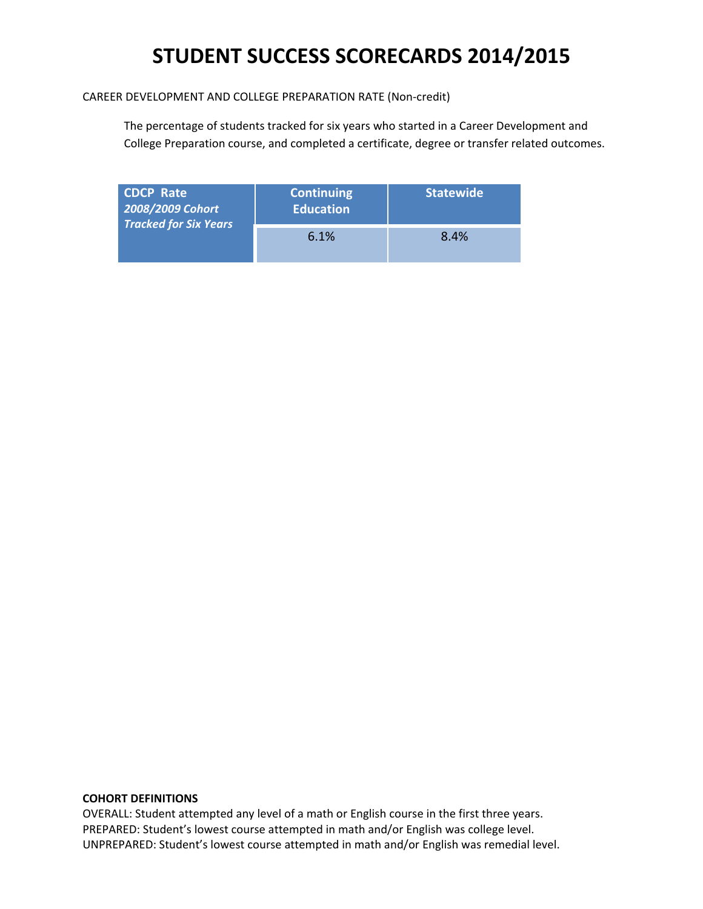# STUDENT SUCCESS SCORECARDS 2014/2015

CAREER DEVELOPMENT AND COLLEGE PREPARATION RATE (Non-credit)

The percentage of students tracked for six years who started in a Career Development and College Preparation course, and completed a certificate, degree or transfer related outcomes.

| **CDCP Rate** ***2008/2009 Cohort Tracked for Six Years*** | **Continuing Education** | **Statewide** |
|---|---|---|
| | 6.1% | 8.4% |

**COHORT DEFINITIONS**
OVERALL: Student attempted any level of a math or English course in the first three years.
PREPARED: Student's lowest course attempted in math and/or English was college level.
UNPREPARED: Student's lowest course attempted in math and/or English was remedial level.